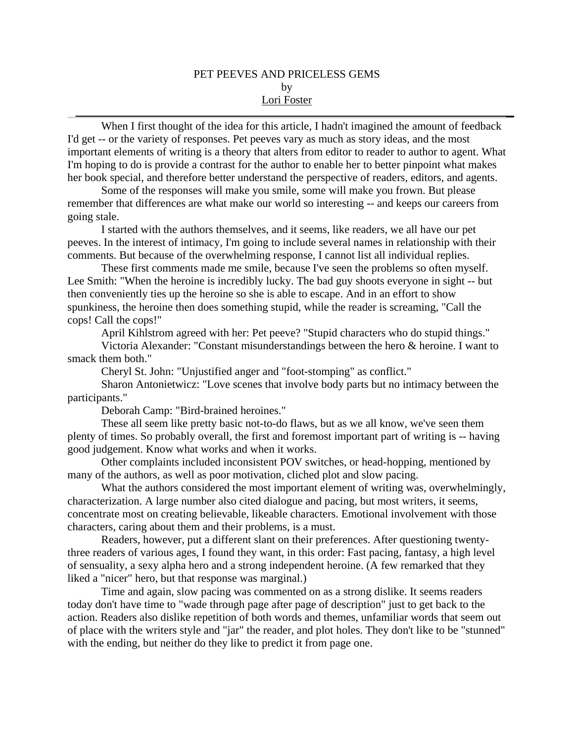# PET PEEVES AND PRICELESS GEMS

by

Lori Foster

---

When I first thought of the idea for this article, I hadn't imagined the amount of feedback I'd get -- or the variety of responses. Pet peeves vary as much as story ideas, and the most important elements of writing is a theory that alters from editor to reader to author to agent. What I'm hoping to do is provide a contrast for the author to enable her to better pinpoint what makes her book special, and therefore better understand the perspective of readers, editors, and agents.

Some of the responses will make you smile, some will make you frown. But please remember that differences are what make our world so interesting -- and keeps our careers from going stale.

I started with the authors themselves, and it seems, like readers, we all have our pet peeves. In the interest of intimacy, I'm going to include several names in relationship with their comments. But because of the overwhelming response, I cannot list all individual replies.

These first comments made me smile, because I've seen the problems so often myself. Lee Smith: "When the heroine is incredibly lucky. The bad guy shoots everyone in sight -- but then conveniently ties up the heroine so she is able to escape. And in an effort to show spunkiness, the heroine then does something stupid, while the reader is screaming, "Call the cops! Call the cops!"

April Kihlstrom agreed with her: Pet peeve? "Stupid characters who do stupid things."

Victoria Alexander: "Constant misunderstandings between the hero & heroine. I want to smack them both."

Cheryl St. John: "Unjustified anger and "foot-stomping" as conflict."

Sharon Antonietwicz: "Love scenes that involve body parts but no intimacy between the participants."

Deborah Camp: "Bird-brained heroines."

These all seem like pretty basic not-to-do flaws, but as we all know, we've seen them plenty of times. So probably overall, the first and foremost important part of writing is -- having good judgement. Know what works and when it works.

Other complaints included inconsistent POV switches, or head-hopping, mentioned by many of the authors, as well as poor motivation, cliched plot and slow pacing.

What the authors considered the most important element of writing was, overwhelmingly, characterization. A large number also cited dialogue and pacing, but most writers, it seems, concentrate most on creating believable, likeable characters. Emotional involvement with those characters, caring about them and their problems, is a must.

Readers, however, put a different slant on their preferences. After questioning twenty-three readers of various ages, I found they want, in this order: Fast pacing, fantasy, a high level of sensuality, a sexy alpha hero and a strong independent heroine. (A few remarked that they liked a "nicer" hero, but that response was marginal.)

Time and again, slow pacing was commented on as a strong dislike. It seems readers today don't have time to "wade through page after page of description" just to get back to the action. Readers also dislike repetition of both words and themes, unfamiliar words that seem out of place with the writers style and "jar" the reader, and plot holes. They don't like to be "stunned" with the ending, but neither do they like to predict it from page one.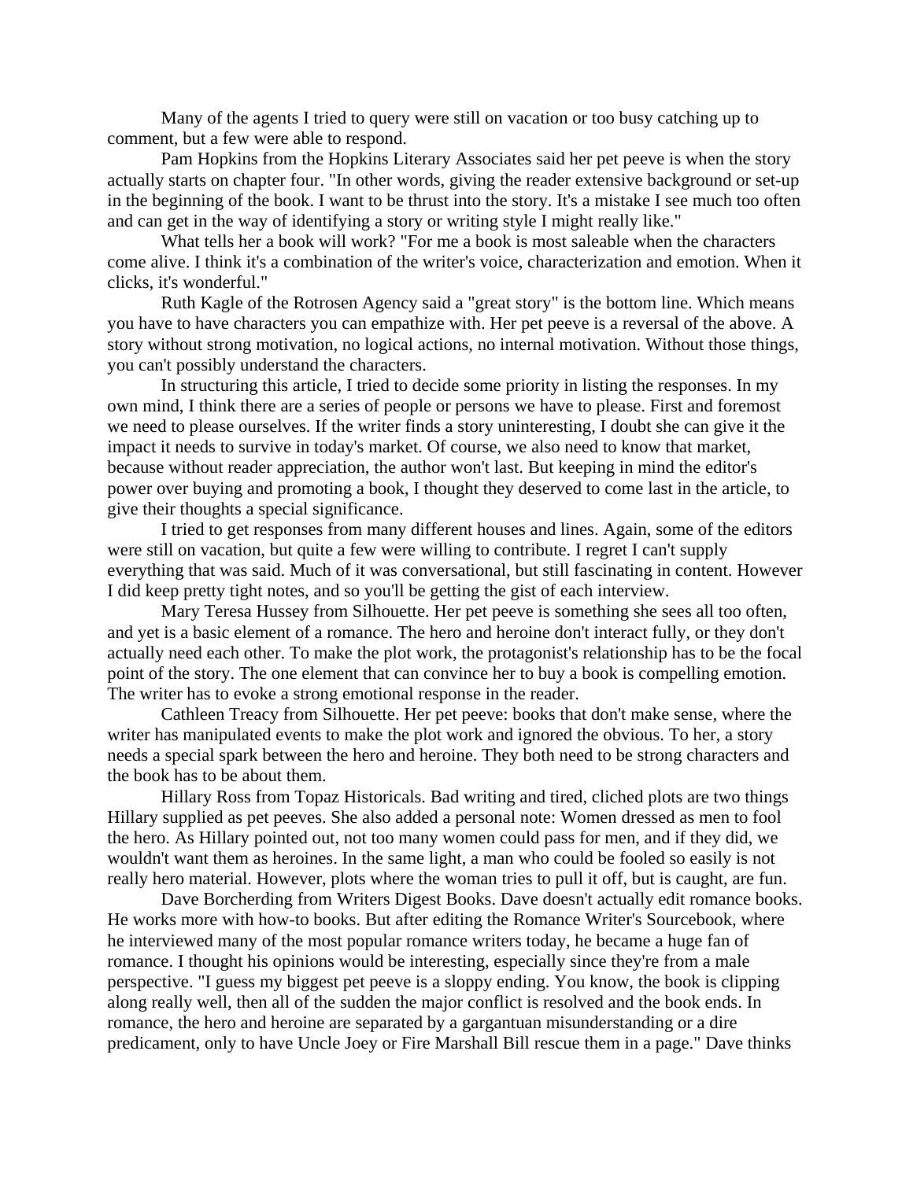Many of the agents I tried to query were still on vacation or too busy catching up to comment, but a few were able to respond.

Pam Hopkins from the Hopkins Literary Associates said her pet peeve is when the story actually starts on chapter four. "In other words, giving the reader extensive background or set-up in the beginning of the book. I want to be thrust into the story. It's a mistake I see much too often and can get in the way of identifying a story or writing style I might really like."

What tells her a book will work? "For me a book is most saleable when the characters come alive. I think it's a combination of the writer's voice, characterization and emotion. When it clicks, it's wonderful."

Ruth Kagle of the Rotrosen Agency said a "great story" is the bottom line. Which means you have to have characters you can empathize with. Her pet peeve is a reversal of the above. A story without strong motivation, no logical actions, no internal motivation. Without those things, you can't possibly understand the characters.

In structuring this article, I tried to decide some priority in listing the responses. In my own mind, I think there are a series of people or persons we have to please. First and foremost we need to please ourselves. If the writer finds a story uninteresting, I doubt she can give it the impact it needs to survive in today's market. Of course, we also need to know that market, because without reader appreciation, the author won't last. But keeping in mind the editor's power over buying and promoting a book, I thought they deserved to come last in the article, to give their thoughts a special significance.

I tried to get responses from many different houses and lines. Again, some of the editors were still on vacation, but quite a few were willing to contribute. I regret I can't supply everything that was said. Much of it was conversational, but still fascinating in content. However I did keep pretty tight notes, and so you'll be getting the gist of each interview.

Mary Teresa Hussey from Silhouette. Her pet peeve is something she sees all too often, and yet is a basic element of a romance. The hero and heroine don't interact fully, or they don't actually need each other. To make the plot work, the protagonist's relationship has to be the focal point of the story. The one element that can convince her to buy a book is compelling emotion. The writer has to evoke a strong emotional response in the reader.

Cathleen Treacy from Silhouette. Her pet peeve: books that don't make sense, where the writer has manipulated events to make the plot work and ignored the obvious. To her, a story needs a special spark between the hero and heroine. They both need to be strong characters and the book has to be about them.

Hillary Ross from Topaz Historicals. Bad writing and tired, cliched plots are two things Hillary supplied as pet peeves. She also added a personal note: Women dressed as men to fool the hero. As Hillary pointed out, not too many women could pass for men, and if they did, we wouldn't want them as heroines. In the same light, a man who could be fooled so easily is not really hero material. However, plots where the woman tries to pull it off, but is caught, are fun.

Dave Borcherding from Writers Digest Books. Dave doesn't actually edit romance books. He works more with how-to books. But after editing the Romance Writer's Sourcebook, where he interviewed many of the most popular romance writers today, he became a huge fan of romance. I thought his opinions would be interesting, especially since they're from a male perspective. "I guess my biggest pet peeve is a sloppy ending. You know, the book is clipping along really well, then all of the sudden the major conflict is resolved and the book ends. In romance, the hero and heroine are separated by a gargantuan misunderstanding or a dire predicament, only to have Uncle Joey or Fire Marshall Bill rescue them in a page." Dave thinks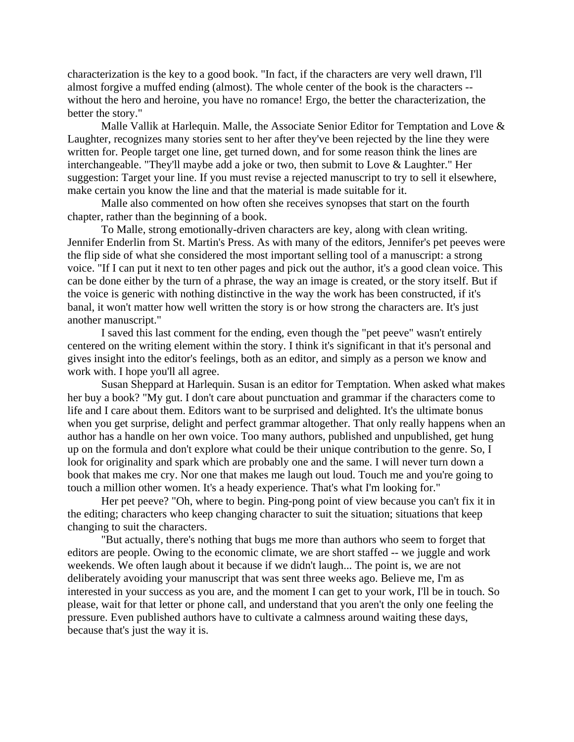characterization is the key to a good book. "In fact, if the characters are very well drawn, I'll almost forgive a muffed ending (almost). The whole center of the book is the characters -- without the hero and heroine, you have no romance! Ergo, the better the characterization, the better the story."

Malle Vallik at Harlequin. Malle, the Associate Senior Editor for Temptation and Love & Laughter, recognizes many stories sent to her after they've been rejected by the line they were written for. People target one line, get turned down, and for some reason think the lines are interchangeable. "They'll maybe add a joke or two, then submit to Love & Laughter." Her suggestion: Target your line. If you must revise a rejected manuscript to try to sell it elsewhere, make certain you know the line and that the material is made suitable for it.

Malle also commented on how often she receives synopses that start on the fourth chapter, rather than the beginning of a book.

To Malle, strong emotionally-driven characters are key, along with clean writing. Jennifer Enderlin from St. Martin's Press. As with many of the editors, Jennifer's pet peeves were the flip side of what she considered the most important selling tool of a manuscript: a strong voice. "If I can put it next to ten other pages and pick out the author, it's a good clean voice. This can be done either by the turn of a phrase, the way an image is created, or the story itself. But if the voice is generic with nothing distinctive in the way the work has been constructed, if it's banal, it won't matter how well written the story is or how strong the characters are. It's just another manuscript."

I saved this last comment for the ending, even though the "pet peeve" wasn't entirely centered on the writing element within the story. I think it's significant in that it's personal and gives insight into the editor's feelings, both as an editor, and simply as a person we know and work with. I hope you'll all agree.

Susan Sheppard at Harlequin. Susan is an editor for Temptation. When asked what makes her buy a book? "My gut. I don't care about punctuation and grammar if the characters come to life and I care about them. Editors want to be surprised and delighted. It's the ultimate bonus when you get surprise, delight and perfect grammar altogether. That only really happens when an author has a handle on her own voice. Too many authors, published and unpublished, get hung up on the formula and don't explore what could be their unique contribution to the genre. So, I look for originality and spark which are probably one and the same. I will never turn down a book that makes me cry. Nor one that makes me laugh out loud. Touch me and you're going to touch a million other women. It's a heady experience. That's what I'm looking for."

Her pet peeve? "Oh, where to begin. Ping-pong point of view because you can't fix it in the editing; characters who keep changing character to suit the situation; situations that keep changing to suit the characters.

"But actually, there's nothing that bugs me more than authors who seem to forget that editors are people. Owing to the economic climate, we are short staffed -- we juggle and work weekends. We often laugh about it because if we didn't laugh... The point is, we are not deliberately avoiding your manuscript that was sent three weeks ago. Believe me, I'm as interested in your success as you are, and the moment I can get to your work, I'll be in touch. So please, wait for that letter or phone call, and understand that you aren't the only one feeling the pressure. Even published authors have to cultivate a calmness around waiting these days, because that's just the way it is.